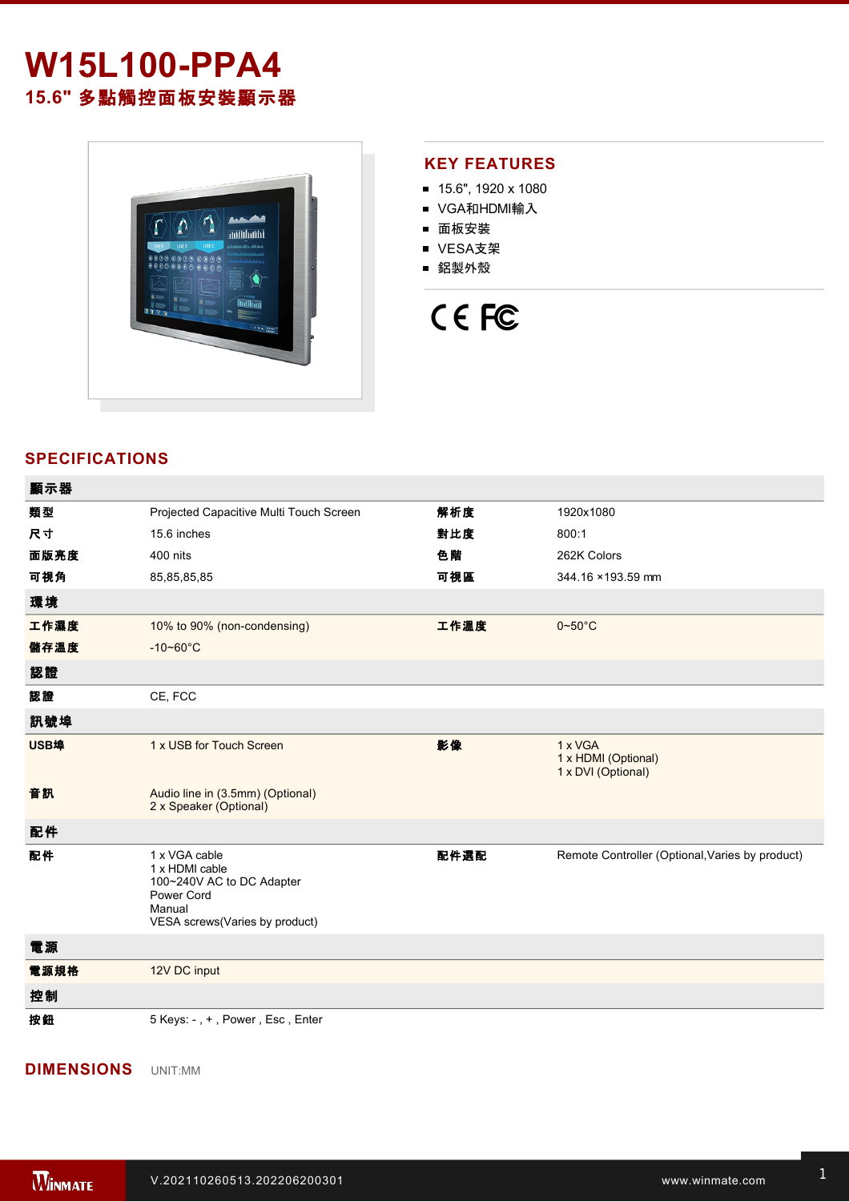# W15L100-PPA4

## 15.6" 多點觸控面板安裝顯示器

## KEY FEATURES

- 15.6", 1920 x 1080
- VGA和HDMI輸入
- 面板安裝
- VESA支架
- 鋁製外殼

## SPECIFICATIONS

| | | | |
|---|---|---|---|
| **顯示器** | | | |
| 類型 | Projected Capacitive Multi Touch Screen | 解析度 | 1920x1080 |
| 尺寸 | 15.6 inches | 對比度 | 800:1 |
| 面版亮度 | 400 nits | 色階 | 262K Colors |
| 可視角 | 85,85,85,85 | 可視區 | 344.16 ×193.59 ㎜ |
| **環境** | | | |
| 工作濕度 | 10% to 90% (non-condensing) | 工作溫度 | 0~50°C |
| 儲存溫度 | -10~60°C | | |
| **認證** | | | |
| 認證 | CE, FCC | | |
| **訊號埠** | | | |
| USB埠 | 1 x USB for Touch Screen | 影像 | 1 x VGA<br>1 x HDMI (Optional)<br>1 x DVI (Optional) |
| 音訊 | Audio line in (3.5mm) (Optional)<br>2 x Speaker (Optional) | | |
| **配件** | | | |
| 配件 | 1 x VGA cable<br>1 x HDMI cable<br>100~240V AC to DC Adapter<br>Power Cord<br>Manual<br>VESA screws(Varies by product) | 配件選配 | Remote Controller (Optional,Varies by product) |
| **電源** | | | |
| 電源規格 | 12V DC input | | |
| **控制** | | | |
| 按鈕 | 5 Keys: - , + , Power , Esc , Enter | | |

## DIMENSIONS UNIT:MM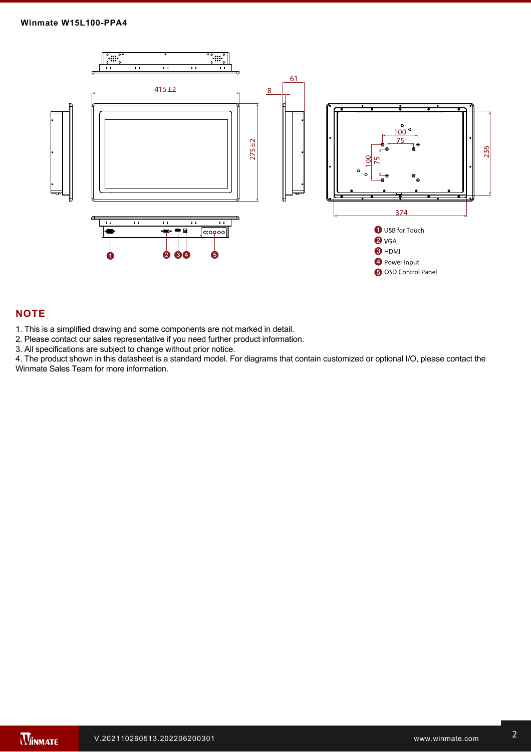**Winmate W15L100-PPA4**

415±2

275±2

8

61

100

75

100

75

236

374

1 USB for Touch
2 VGA
3 HDMI
4 Power Input
5 OSD Control Panel

## NOTE

1. This is a simplified drawing and some components are not marked in detail.
2. Please contact our sales representative if you need further product information.
3. All specifications are subject to change without prior notice.
4. The product shown in this datasheet is a standard model. For diagrams that contain customized or optional I/O, please contact the Winmate Sales Team for more information.